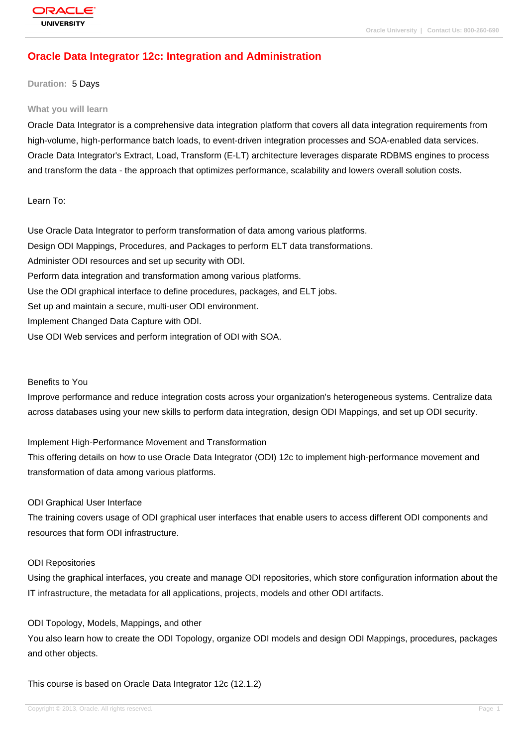# Oracle Data Integrator 12c: Integration and Administration

**Duration:** 5 Days

## What you will learn

Oracle Data Integrator is a comprehensive data integration platform that covers all data integration requirements from high-volume, high-performance batch loads, to event-driven integration processes and SOA-enabled data services. Oracle Data Integrator's Extract, Load, Transform (E-LT) architecture leverages disparate RDBMS engines to process and transform the data - the approach that optimizes performance, scalability and lowers overall solution costs.

Learn To:

Use Oracle Data Integrator to perform transformation of data among various platforms.
Design ODI Mappings, Procedures, and Packages to perform ELT data transformations.
Administer ODI resources and set up security with ODI.
Perform data integration and transformation among various platforms.
Use the ODI graphical interface to define procedures, packages, and ELT jobs.
Set up and maintain a secure, multi-user ODI environment.
Implement Changed Data Capture with ODI.
Use ODI Web services and perform integration of ODI with SOA.

Benefits to You

Improve performance and reduce integration costs across your organization's heterogeneous systems. Centralize data across databases using your new skills to perform data integration, design ODI Mappings, and set up ODI security.

Implement High-Performance Movement and Transformation

This offering details on how to use Oracle Data Integrator (ODI) 12c to implement high-performance movement and transformation of data among various platforms.

ODI Graphical User Interface

The training covers usage of ODI graphical user interfaces that enable users to access different ODI components and resources that form ODI infrastructure.

ODI Repositories

Using the graphical interfaces, you create and manage ODI repositories, which store configuration information about the IT infrastructure, the metadata for all applications, projects, models and other ODI artifacts.

ODI Topology, Models, Mappings, and other

You also learn how to create the ODI Topology, organize ODI models and design ODI Mappings, procedures, packages and other objects.

This course is based on Oracle Data Integrator 12c (12.1.2)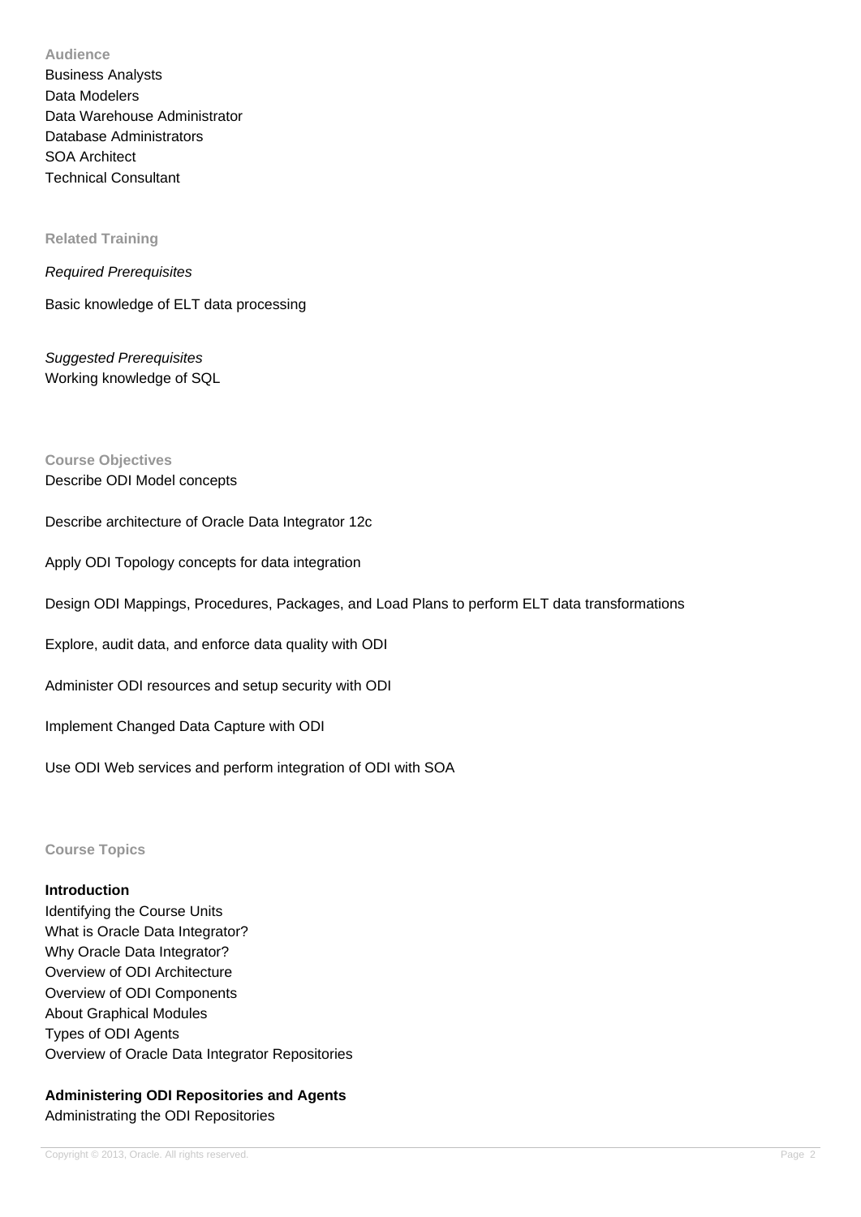### Audience

Business Analysts
Data Modelers
Data Warehouse Administrator
Database Administrators
SOA Architect
Technical Consultant

### Related Training

*Required Prerequisites*

Basic knowledge of ELT data processing

*Suggested Prerequisites*

Working knowledge of SQL

### Course Objectives

Describe ODI Model concepts

Describe architecture of Oracle Data Integrator 12c

Apply ODI Topology concepts for data integration

Design ODI Mappings, Procedures, Packages, and Load Plans to perform ELT data transformations

Explore, audit data, and enforce data quality with ODI

Administer ODI resources and setup security with ODI

Implement Changed Data Capture with ODI

Use ODI Web services and perform integration of ODI with SOA

### Course Topics

**Introduction**

Identifying the Course Units
What is Oracle Data Integrator?
Why Oracle Data Integrator?
Overview of ODI Architecture
Overview of ODI Components
About Graphical Modules
Types of ODI Agents
Overview of Oracle Data Integrator Repositories

**Administering ODI Repositories and Agents**

Administrating the ODI Repositories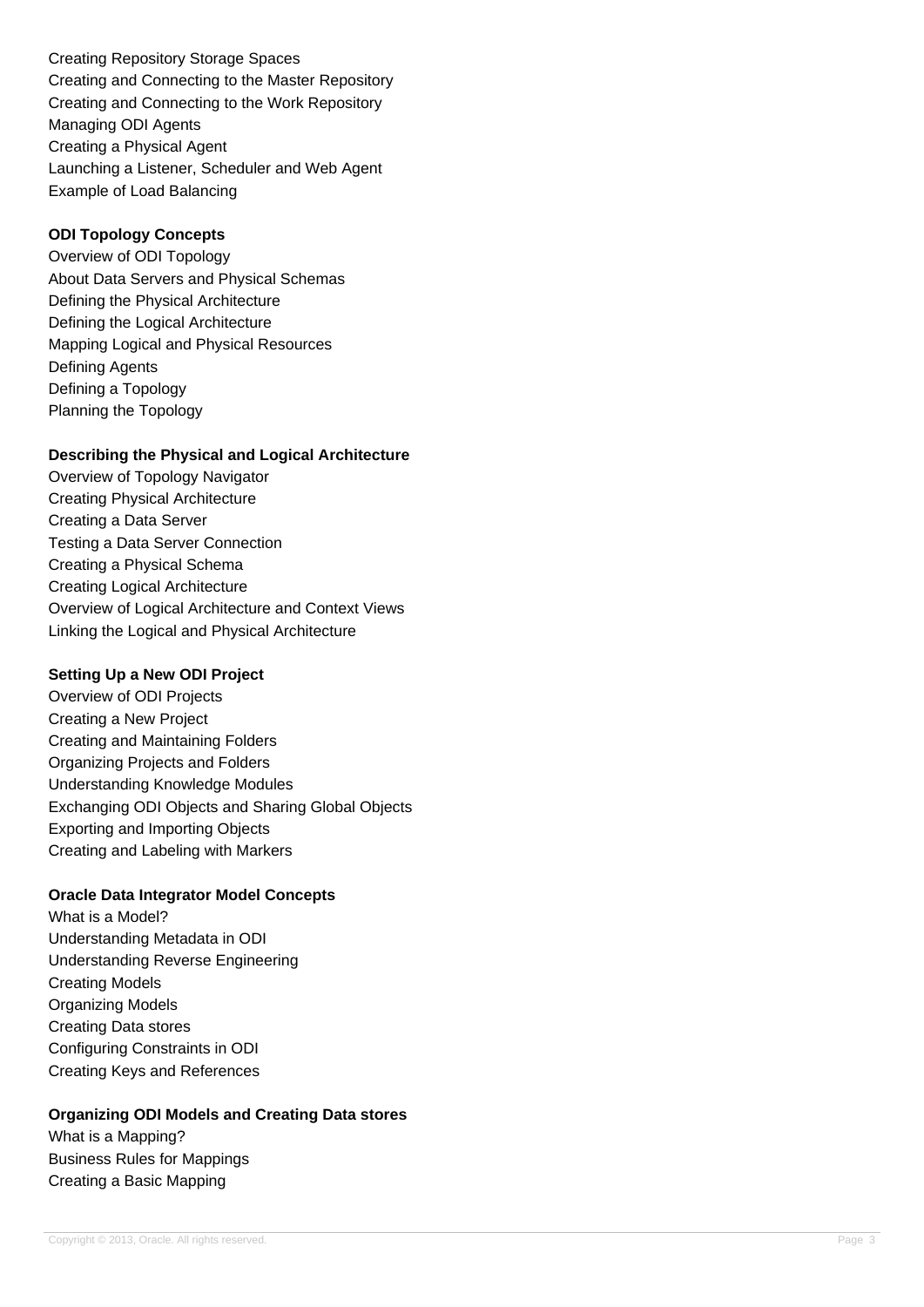Creating Repository Storage Spaces
Creating and Connecting to the Master Repository
Creating and Connecting to the Work Repository
Managing ODI Agents
Creating a Physical Agent
Launching a Listener, Scheduler and Web Agent
Example of Load Balancing

**ODI Topology Concepts**

Overview of ODI Topology
About Data Servers and Physical Schemas
Defining the Physical Architecture
Defining the Logical Architecture
Mapping Logical and Physical Resources
Defining Agents
Defining a Topology
Planning the Topology

**Describing the Physical and Logical Architecture**

Overview of Topology Navigator
Creating Physical Architecture
Creating a Data Server
Testing a Data Server Connection
Creating a Physical Schema
Creating Logical Architecture
Overview of Logical Architecture and Context Views
Linking the Logical and Physical Architecture

**Setting Up a New ODI Project**

Overview of ODI Projects
Creating a New Project
Creating and Maintaining Folders
Organizing Projects and Folders
Understanding Knowledge Modules
Exchanging ODI Objects and Sharing Global Objects
Exporting and Importing Objects
Creating and Labeling with Markers

**Oracle Data Integrator Model Concepts**

What is a Model?
Understanding Metadata in ODI
Understanding Reverse Engineering
Creating Models
Organizing Models
Creating Data stores
Configuring Constraints in ODI
Creating Keys and References

**Organizing ODI Models and Creating Data stores**

What is a Mapping?
Business Rules for Mappings
Creating a Basic Mapping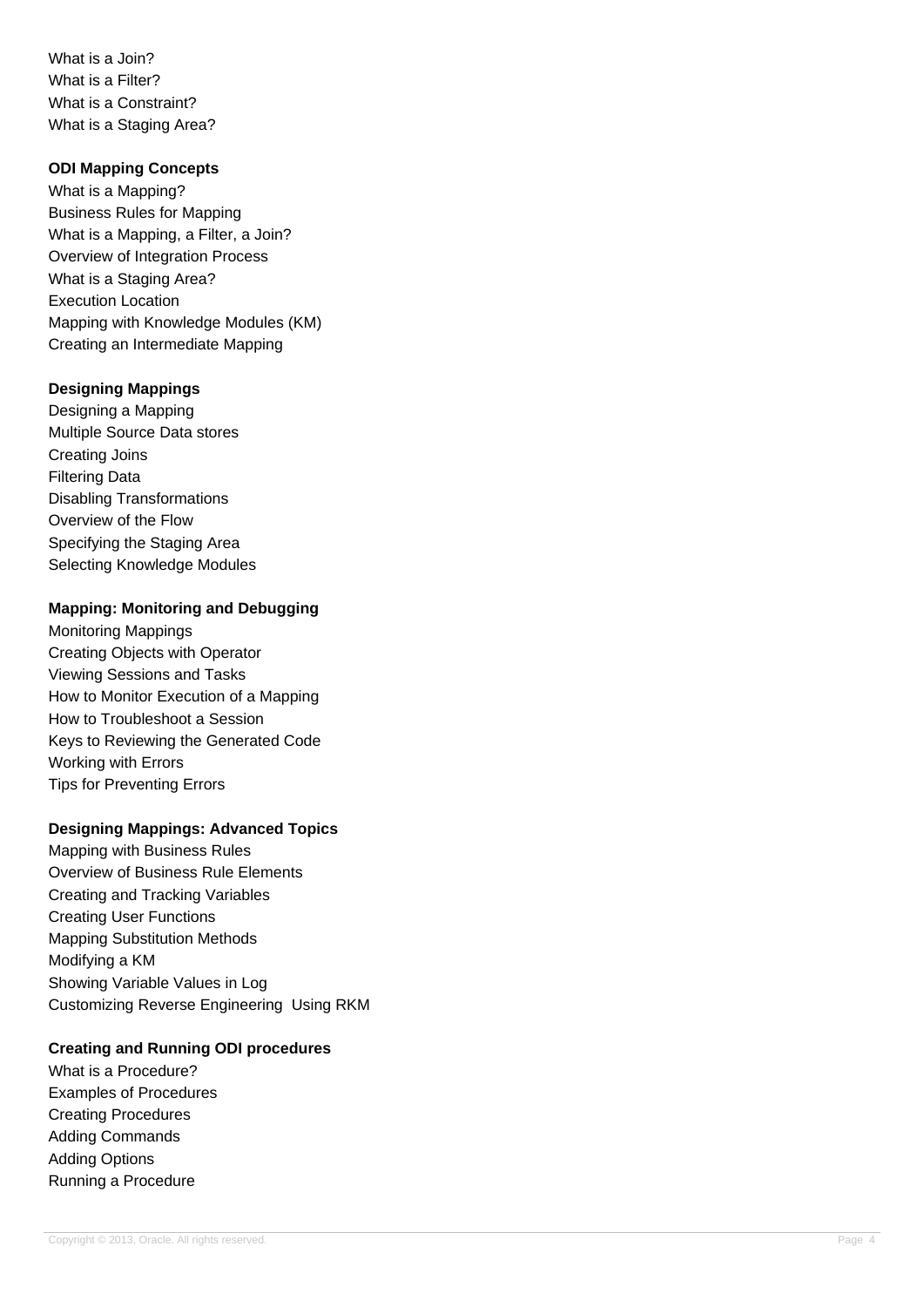What is a Join?
What is a Filter?
What is a Constraint?
What is a Staging Area?

**ODI Mapping Concepts**

What is a Mapping?
Business Rules for Mapping
What is a Mapping, a Filter, a Join?
Overview of Integration Process
What is a Staging Area?
Execution Location
Mapping with Knowledge Modules (KM)
Creating an Intermediate Mapping

**Designing Mappings**

Designing a Mapping
Multiple Source Data stores
Creating Joins
Filtering Data
Disabling Transformations
Overview of the Flow
Specifying the Staging Area
Selecting Knowledge Modules

**Mapping: Monitoring and Debugging**

Monitoring Mappings
Creating Objects with Operator
Viewing Sessions and Tasks
How to Monitor Execution of a Mapping
How to Troubleshoot a Session
Keys to Reviewing the Generated Code
Working with Errors
Tips for Preventing Errors

**Designing Mappings: Advanced Topics**

Mapping with Business Rules
Overview of Business Rule Elements
Creating and Tracking Variables
Creating User Functions
Mapping Substitution Methods
Modifying a KM
Showing Variable Values in Log
Customizing Reverse Engineering Using RKM

**Creating and Running ODI procedures**

What is a Procedure?
Examples of Procedures
Creating Procedures
Adding Commands
Adding Options
Running a Procedure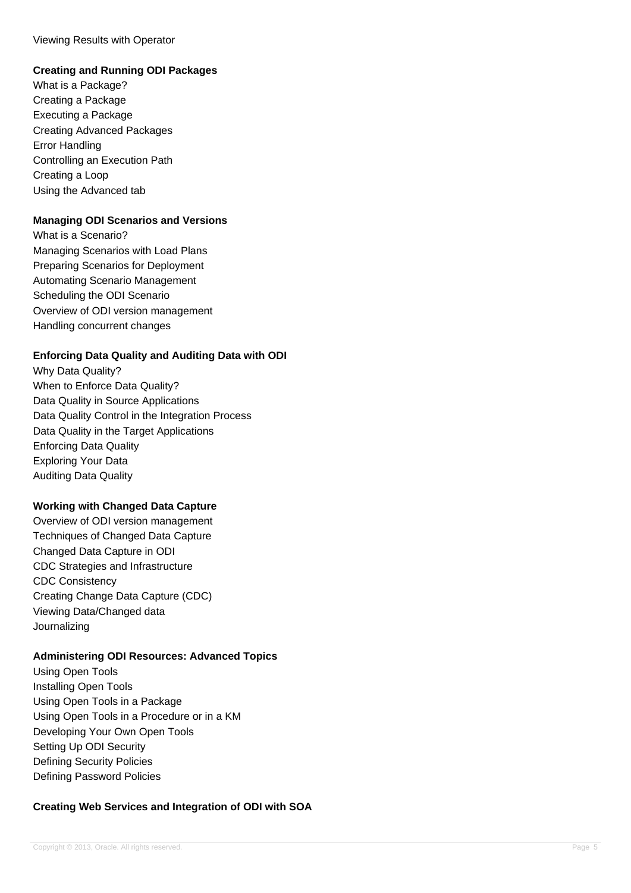Viewing Results with Operator

**Creating and Running ODI Packages**

What is a Package?
Creating a Package
Executing a Package
Creating Advanced Packages
Error Handling
Controlling an Execution Path
Creating a Loop
Using the Advanced tab

**Managing ODI Scenarios and Versions**

What is a Scenario?
Managing Scenarios with Load Plans
Preparing Scenarios for Deployment
Automating Scenario Management
Scheduling the ODI Scenario
Overview of ODI version management
Handling concurrent changes

**Enforcing Data Quality and Auditing Data with ODI**

Why Data Quality?
When to Enforce Data Quality?
Data Quality in Source Applications
Data Quality Control in the Integration Process
Data Quality in the Target Applications
Enforcing Data Quality
Exploring Your Data
Auditing Data Quality

**Working with Changed Data Capture**

Overview of ODI version management
Techniques of Changed Data Capture
Changed Data Capture in ODI
CDC Strategies and Infrastructure
CDC Consistency
Creating Change Data Capture (CDC)
Viewing Data/Changed data
Journalizing

**Administering ODI Resources: Advanced Topics**

Using Open Tools
Installing Open Tools
Using Open Tools in a Package
Using Open Tools in a Procedure or in a KM
Developing Your Own Open Tools
Setting Up ODI Security
Defining Security Policies
Defining Password Policies

**Creating Web Services and Integration of ODI with SOA**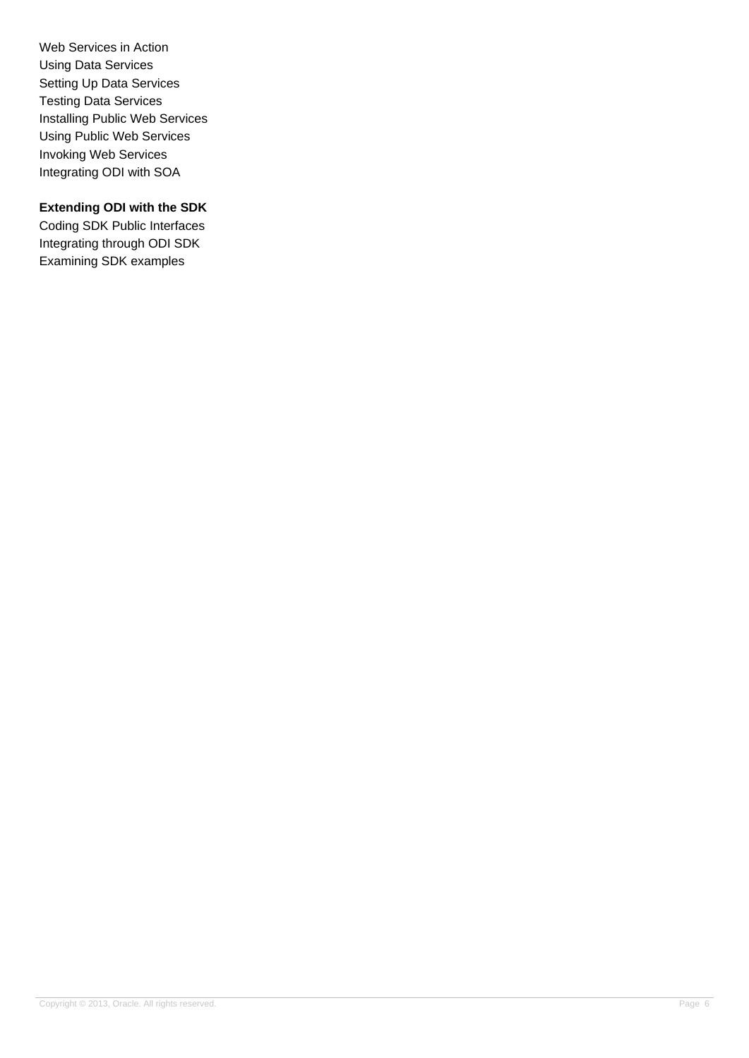Web Services in Action
Using Data Services
Setting Up Data Services
Testing Data Services
Installing Public Web Services
Using Public Web Services
Invoking Web Services
Integrating ODI with SOA

**Extending ODI with the SDK**

Coding SDK Public Interfaces
Integrating through ODI SDK
Examining SDK examples